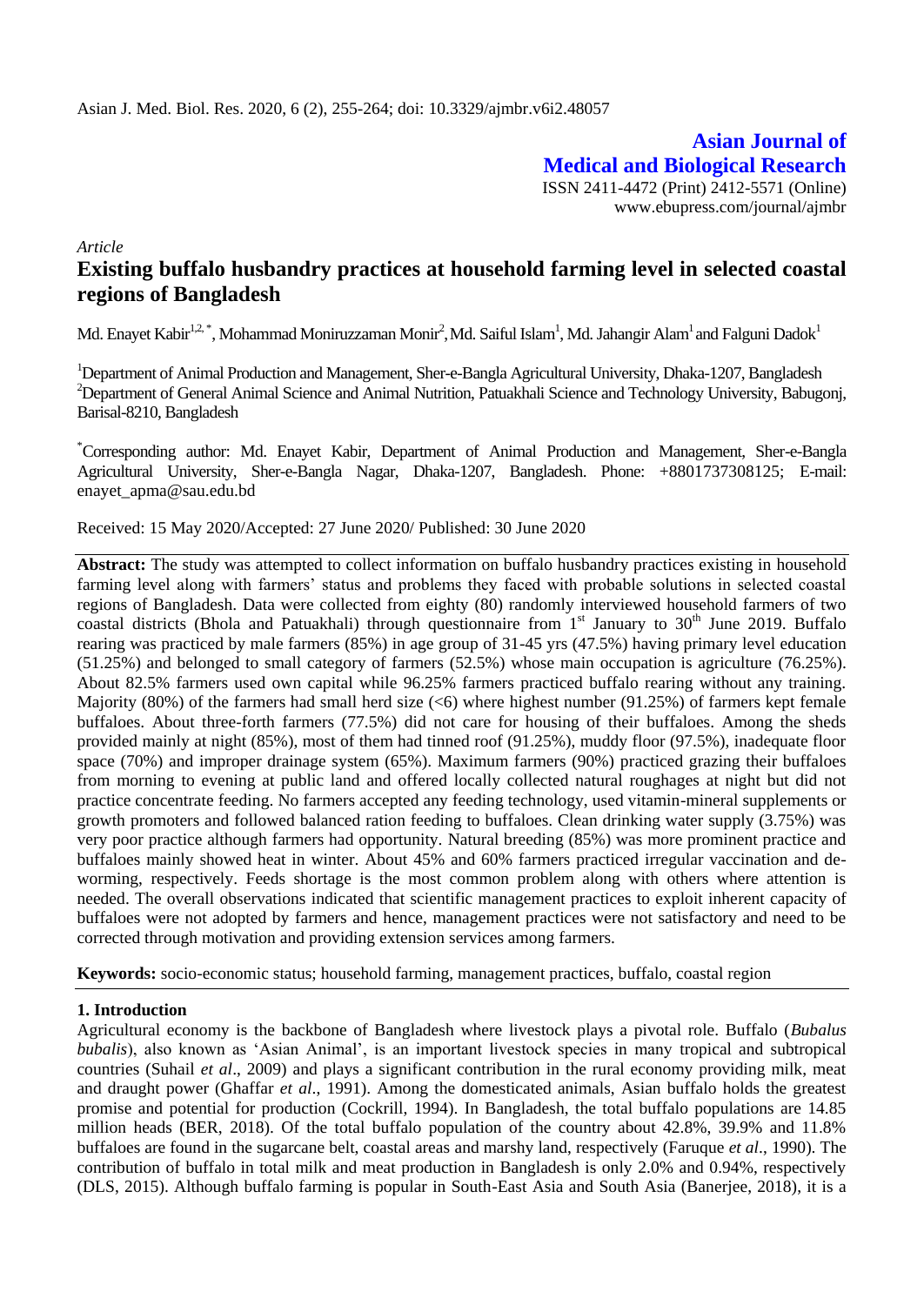**Asian Journal of Medical and Biological Research**

ISSN 2411-4472 (Print) 2412-5571 (Online)
www.ebupress.com/journal/ajmbr

*Article*

# Existing buffalo husbandry practices at household farming level in selected coastal regions of Bangladesh

Md. Enayet Kabir[1,2,*], Mohammad Moniruzzaman Monir[2], Md. Saiful Islam[1], Md. Jahangir Alam[1] and Falguni Dadok[1]

[1]Department of Animal Production and Management, Sher-e-Bangla Agricultural University, Dhaka-1207, Bangladesh
[2]Department of General Animal Science and Animal Nutrition, Patuakhali Science and Technology University, Babugonj, Barisal-8210, Bangladesh

[*]Corresponding author: Md. Enayet Kabir, Department of Animal Production and Management, Sher-e-Bangla Agricultural University, Sher-e-Bangla Nagar, Dhaka-1207, Bangladesh. Phone: +8801737308125; E-mail: enayet_apma@sau.edu.bd

Received: 15 May 2020/Accepted: 27 June 2020/ Published: 30 June 2020

**Abstract:** The study was attempted to collect information on buffalo husbandry practices existing in household farming level along with farmers' status and problems they faced with probable solutions in selected coastal regions of Bangladesh. Data were collected from eighty (80) randomly interviewed household farmers of two coastal districts (Bhola and Patuakhali) through questionnaire from 1st January to 30th June 2019. Buffalo rearing was practiced by male farmers (85%) in age group of 31-45 yrs (47.5%) having primary level education (51.25%) and belonged to small category of farmers (52.5%) whose main occupation is agriculture (76.25%). About 82.5% farmers used own capital while 96.25% farmers practiced buffalo rearing without any training. Majority (80%) of the farmers had small herd size (<6) where highest number (91.25%) of farmers kept female buffaloes. About three-forth farmers (77.5%) did not care for housing of their buffaloes. Among the sheds provided mainly at night (85%), most of them had tinned roof (91.25%), muddy floor (97.5%), inadequate floor space (70%) and improper drainage system (65%). Maximum farmers (90%) practiced grazing their buffaloes from morning to evening at public land and offered locally collected natural roughages at night but did not practice concentrate feeding. No farmers accepted any feeding technology, used vitamin-mineral supplements or growth promoters and followed balanced ration feeding to buffaloes. Clean drinking water supply (3.75%) was very poor practice although farmers had opportunity. Natural breeding (85%) was more prominent practice and buffaloes mainly showed heat in winter. About 45% and 60% farmers practiced irregular vaccination and de-worming, respectively. Feeds shortage is the most common problem along with others where attention is needed. The overall observations indicated that scientific management practices to exploit inherent capacity of buffaloes were not adopted by farmers and hence, management practices were not satisfactory and need to be corrected through motivation and providing extension services among farmers.

**Keywords:** socio-economic status; household farming, management practices, buffalo, coastal region

## 1. Introduction

Agricultural economy is the backbone of Bangladesh where livestock plays a pivotal role. Buffalo (*Bubalus bubalis*), also known as 'Asian Animal', is an important livestock species in many tropical and subtropical countries (Suhail *et al*., 2009) and plays a significant contribution in the rural economy providing milk, meat and draught power (Ghaffar *et al*., 1991). Among the domesticated animals, Asian buffalo holds the greatest promise and potential for production (Cockrill, 1994). In Bangladesh, the total buffalo populations are 14.85 million heads (BER, 2018). Of the total buffalo population of the country about 42.8%, 39.9% and 11.8% buffaloes are found in the sugarcane belt, coastal areas and marshy land, respectively (Faruque *et al*., 1990). The contribution of buffalo in total milk and meat production in Bangladesh is only 2.0% and 0.94%, respectively (DLS, 2015). Although buffalo farming is popular in South-East Asia and South Asia (Banerjee, 2018), it is a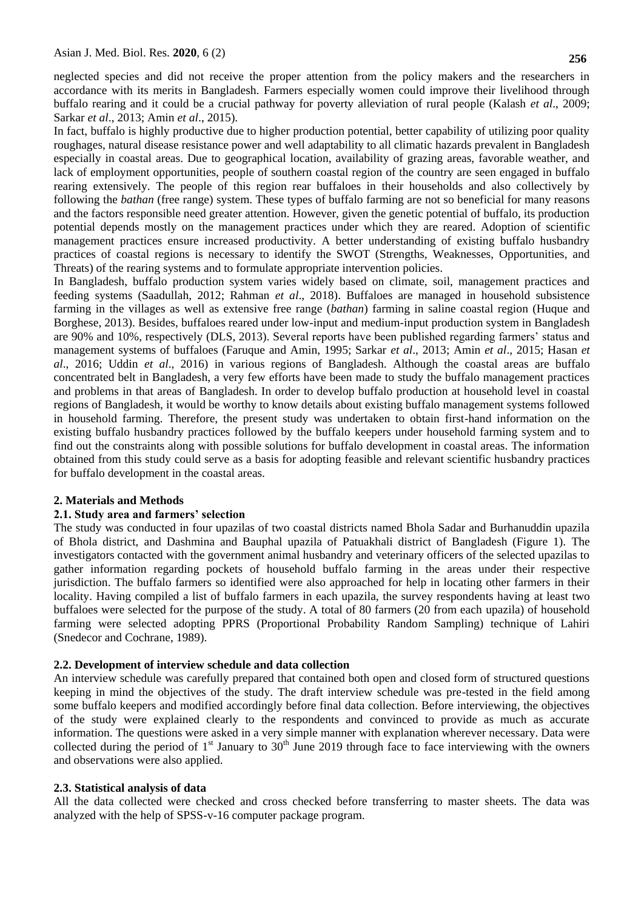neglected species and did not receive the proper attention from the policy makers and the researchers in accordance with its merits in Bangladesh. Farmers especially women could improve their livelihood through buffalo rearing and it could be a crucial pathway for poverty alleviation of rural people (Kalash *et al*., 2009; Sarkar *et al*., 2013; Amin *et al*., 2015).

In fact, buffalo is highly productive due to higher production potential, better capability of utilizing poor quality roughages, natural disease resistance power and well adaptability to all climatic hazards prevalent in Bangladesh especially in coastal areas. Due to geographical location, availability of grazing areas, favorable weather, and lack of employment opportunities, people of southern coastal region of the country are seen engaged in buffalo rearing extensively. The people of this region rear buffaloes in their households and also collectively by following the *bathan* (free range) system. These types of buffalo farming are not so beneficial for many reasons and the factors responsible need greater attention. However, given the genetic potential of buffalo, its production potential depends mostly on the management practices under which they are reared. Adoption of scientific management practices ensure increased productivity. A better understanding of existing buffalo husbandry practices of coastal regions is necessary to identify the SWOT (Strengths, Weaknesses, Opportunities, and Threats) of the rearing systems and to formulate appropriate intervention policies.

In Bangladesh, buffalo production system varies widely based on climate, soil, management practices and feeding systems (Saadullah, 2012; Rahman *et al*., 2018). Buffaloes are managed in household subsistence farming in the villages as well as extensive free range (*bathan*) farming in saline coastal region (Huque and Borghese, 2013). Besides, buffaloes reared under low-input and medium-input production system in Bangladesh are 90% and 10%, respectively (DLS, 2013). Several reports have been published regarding farmers' status and management systems of buffaloes (Faruque and Amin, 1995; Sarkar *et al*., 2013; Amin *et al*., 2015; Hasan *et al*., 2016; Uddin *et al*., 2016) in various regions of Bangladesh. Although the coastal areas are buffalo concentrated belt in Bangladesh, a very few efforts have been made to study the buffalo management practices and problems in that areas of Bangladesh. In order to develop buffalo production at household level in coastal regions of Bangladesh, it would be worthy to know details about existing buffalo management systems followed in household farming. Therefore, the present study was undertaken to obtain first-hand information on the existing buffalo husbandry practices followed by the buffalo keepers under household farming system and to find out the constraints along with possible solutions for buffalo development in coastal areas. The information obtained from this study could serve as a basis for adopting feasible and relevant scientific husbandry practices for buffalo development in the coastal areas.

## 2. Materials and Methods

### 2.1. Study area and farmers' selection

The study was conducted in four upazilas of two coastal districts named Bhola Sadar and Burhanuddin upazila of Bhola district, and Dashmina and Bauphal upazila of Patuakhali district of Bangladesh (Figure 1). The investigators contacted with the government animal husbandry and veterinary officers of the selected upazilas to gather information regarding pockets of household buffalo farming in the areas under their respective jurisdiction. The buffalo farmers so identified were also approached for help in locating other farmers in their locality. Having compiled a list of buffalo farmers in each upazila, the survey respondents having at least two buffaloes were selected for the purpose of the study. A total of 80 farmers (20 from each upazila) of household farming were selected adopting PPRS (Proportional Probability Random Sampling) technique of Lahiri (Snedecor and Cochrane, 1989).

### 2.2. Development of interview schedule and data collection

An interview schedule was carefully prepared that contained both open and closed form of structured questions keeping in mind the objectives of the study. The draft interview schedule was pre-tested in the field among some buffalo keepers and modified accordingly before final data collection. Before interviewing, the objectives of the study were explained clearly to the respondents and convinced to provide as much as accurate information. The questions were asked in a very simple manner with explanation wherever necessary. Data were collected during the period of 1st January to 30th June 2019 through face to face interviewing with the owners and observations were also applied.

### 2.3. Statistical analysis of data

All the data collected were checked and cross checked before transferring to master sheets. The data was analyzed with the help of SPSS-v-16 computer package program.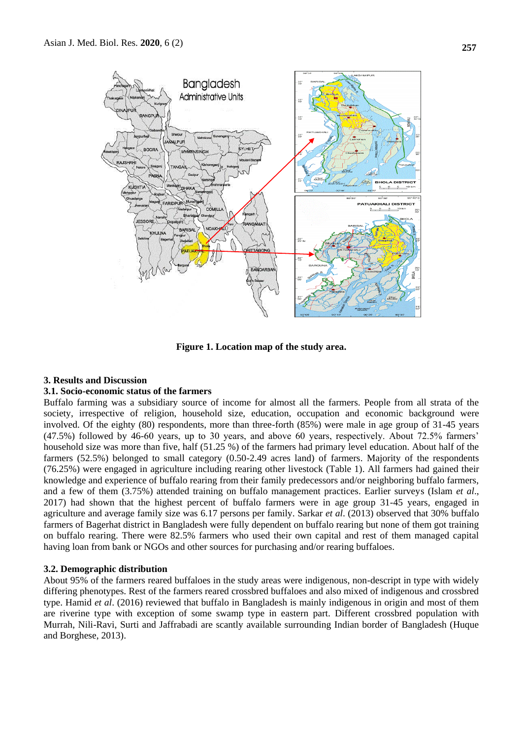Figure 1. Location map of the study area.

## 3. Results and Discussion

### 3.1. Socio-economic status of the farmers

Buffalo farming was a subsidiary source of income for almost all the farmers. People from all strata of the society, irrespective of religion, household size, education, occupation and economic background were involved. Of the eighty (80) respondents, more than three-forth (85%) were male in age group of 31-45 years (47.5%) followed by 46-60 years, up to 30 years, and above 60 years, respectively. About 72.5% farmers' household size was more than five, half (51.25 %) of the farmers had primary level education. About half of the farmers (52.5%) belonged to small category (0.50-2.49 acres land) of farmers. Majority of the respondents (76.25%) were engaged in agriculture including rearing other livestock (Table 1). All farmers had gained their knowledge and experience of buffalo rearing from their family predecessors and/or neighboring buffalo farmers, and a few of them (3.75%) attended training on buffalo management practices. Earlier surveys (Islam *et al*., 2017) had shown that the highest percent of buffalo farmers were in age group 31-45 years, engaged in agriculture and average family size was 6.17 persons per family. Sarkar *et al*. (2013) observed that 30% buffalo farmers of Bagerhat district in Bangladesh were fully dependent on buffalo rearing but none of them got training on buffalo rearing. There were 82.5% farmers who used their own capital and rest of them managed capital having loan from bank or NGOs and other sources for purchasing and/or rearing buffaloes.

### 3.2. Demographic distribution

About 95% of the farmers reared buffaloes in the study areas were indigenous, non-descript in type with widely differing phenotypes. Rest of the farmers reared crossbred buffaloes and also mixed of indigenous and crossbred type. Hamid *et al*. (2016) reviewed that buffalo in Bangladesh is mainly indigenous in origin and most of them are riverine type with exception of some swamp type in eastern part. Different crossbred population with Murrah, Nili-Ravi, Surti and Jaffrabadi are scantly available surrounding Indian border of Bangladesh (Huque and Borghese, 2013).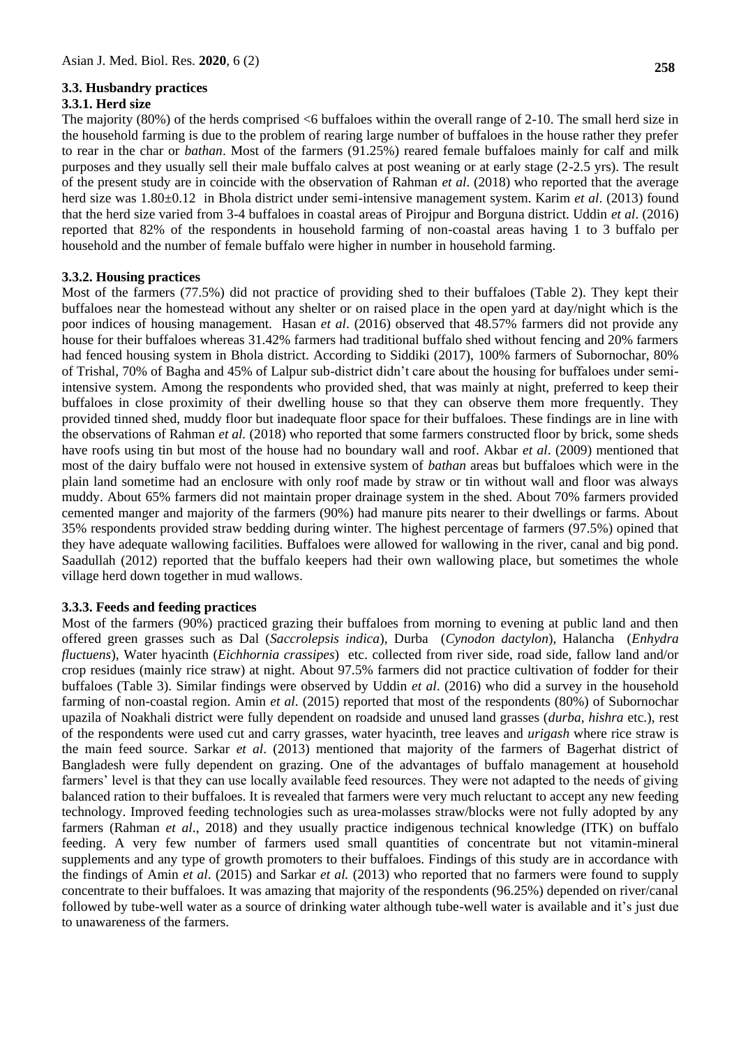### 3.3. Husbandry practices

#### 3.3.1. Herd size

The majority (80%) of the herds comprised <6 buffaloes within the overall range of 2-10. The small herd size in the household farming is due to the problem of rearing large number of buffaloes in the house rather they prefer to rear in the char or *bathan*. Most of the farmers (91.25%) reared female buffaloes mainly for calf and milk purposes and they usually sell their male buffalo calves at post weaning or at early stage (2-2.5 yrs). The result of the present study are in coincide with the observation of Rahman *et al*. (2018) who reported that the average herd size was 1.80±0.12 in Bhola district under semi-intensive management system. Karim *et al*. (2013) found that the herd size varied from 3-4 buffaloes in coastal areas of Pirojpur and Borguna district. Uddin *et al*. (2016) reported that 82% of the respondents in household farming of non-coastal areas having 1 to 3 buffalo per household and the number of female buffalo were higher in number in household farming.

#### 3.3.2. Housing practices

Most of the farmers (77.5%) did not practice of providing shed to their buffaloes (Table 2). They kept their buffaloes near the homestead without any shelter or on raised place in the open yard at day/night which is the poor indices of housing management. Hasan *et al*. (2016) observed that 48.57% farmers did not provide any house for their buffaloes whereas 31.42% farmers had traditional buffalo shed without fencing and 20% farmers had fenced housing system in Bhola district. According to Siddiki (2017), 100% farmers of Subornochar, 80% of Trishal, 70% of Bagha and 45% of Lalpur sub-district didn't care about the housing for buffaloes under semi-intensive system. Among the respondents who provided shed, that was mainly at night, preferred to keep their buffaloes in close proximity of their dwelling house so that they can observe them more frequently. They provided tinned shed, muddy floor but inadequate floor space for their buffaloes. These findings are in line with the observations of Rahman *et al.* (2018) who reported that some farmers constructed floor by brick, some sheds have roofs using tin but most of the house had no boundary wall and roof. Akbar *et al*. (2009) mentioned that most of the dairy buffalo were not housed in extensive system of *bathan* areas but buffaloes which were in the plain land sometime had an enclosure with only roof made by straw or tin without wall and floor was always muddy. About 65% farmers did not maintain proper drainage system in the shed. About 70% farmers provided cemented manger and majority of the farmers (90%) had manure pits nearer to their dwellings or farms. About 35% respondents provided straw bedding during winter. The highest percentage of farmers (97.5%) opined that they have adequate wallowing facilities. Buffaloes were allowed for wallowing in the river, canal and big pond. Saadullah (2012) reported that the buffalo keepers had their own wallowing place, but sometimes the whole village herd down together in mud wallows.

#### 3.3.3. Feeds and feeding practices

Most of the farmers (90%) practiced grazing their buffaloes from morning to evening at public land and then offered green grasses such as Dal (*Saccrolepsis indica*), Durba (*Cynodon dactylon*), Halancha (*Enhydra fluctuens*), Water hyacinth (*Eichhornia crassipes*) etc. collected from river side, road side, fallow land and/or crop residues (mainly rice straw) at night. About 97.5% farmers did not practice cultivation of fodder for their buffaloes (Table 3). Similar findings were observed by Uddin *et al*. (2016) who did a survey in the household farming of non-coastal region. Amin *et al*. (2015) reported that most of the respondents (80%) of Subornochar upazila of Noakhali district were fully dependent on roadside and unused land grasses (*durba, hishra* etc.), rest of the respondents were used cut and carry grasses, water hyacinth, tree leaves and *urigash* where rice straw is the main feed source. Sarkar *et al*. (2013) mentioned that majority of the farmers of Bagerhat district of Bangladesh were fully dependent on grazing. One of the advantages of buffalo management at household farmers' level is that they can use locally available feed resources. They were not adapted to the needs of giving balanced ration to their buffaloes. It is revealed that farmers were very much reluctant to accept any new feeding technology. Improved feeding technologies such as urea-molasses straw/blocks were not fully adopted by any farmers (Rahman *et al*., 2018) and they usually practice indigenous technical knowledge (ITK) on buffalo feeding. A very few number of farmers used small quantities of concentrate but not vitamin-mineral supplements and any type of growth promoters to their buffaloes. Findings of this study are in accordance with the findings of Amin *et al*. (2015) and Sarkar *et al.* (2013) who reported that no farmers were found to supply concentrate to their buffaloes. It was amazing that majority of the respondents (96.25%) depended on river/canal followed by tube-well water as a source of drinking water although tube-well water is available and it's just due to unawareness of the farmers.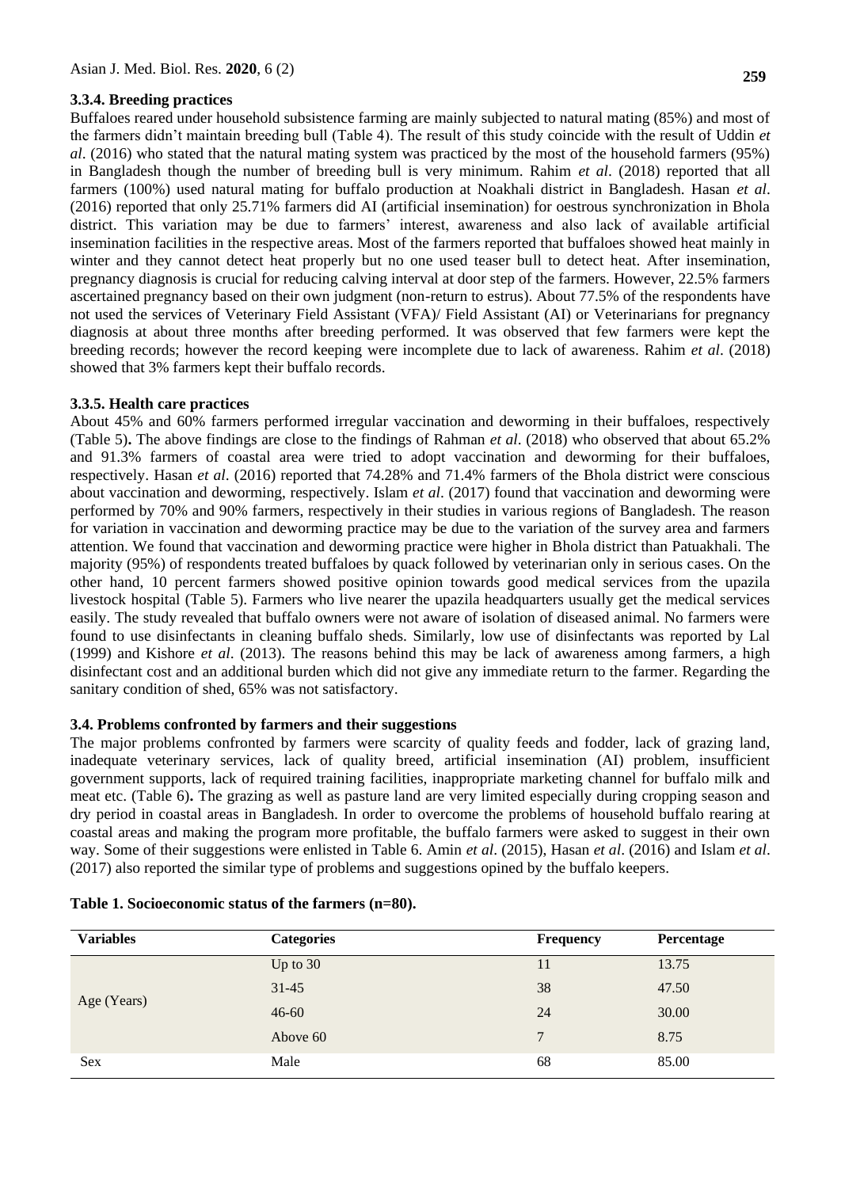### 3.3.4. Breeding practices

Buffaloes reared under household subsistence farming are mainly subjected to natural mating (85%) and most of the farmers didn't maintain breeding bull (Table 4). The result of this study coincide with the result of Uddin *et al*. (2016) who stated that the natural mating system was practiced by the most of the household farmers (95%) in Bangladesh though the number of breeding bull is very minimum. Rahim *et al*. (2018) reported that all farmers (100%) used natural mating for buffalo production at Noakhali district in Bangladesh. Hasan *et al*. (2016) reported that only 25.71% farmers did AI (artificial insemination) for oestrous synchronization in Bhola district. This variation may be due to farmers' interest, awareness and also lack of available artificial insemination facilities in the respective areas. Most of the farmers reported that buffaloes showed heat mainly in winter and they cannot detect heat properly but no one used teaser bull to detect heat. After insemination, pregnancy diagnosis is crucial for reducing calving interval at door step of the farmers. However, 22.5% farmers ascertained pregnancy based on their own judgment (non-return to estrus). About 77.5% of the respondents have not used the services of Veterinary Field Assistant (VFA)/ Field Assistant (AI) or Veterinarians for pregnancy diagnosis at about three months after breeding performed. It was observed that few farmers were kept the breeding records; however the record keeping were incomplete due to lack of awareness. Rahim *et al*. (2018) showed that 3% farmers kept their buffalo records.

### 3.3.5. Health care practices

About 45% and 60% farmers performed irregular vaccination and deworming in their buffaloes, respectively (Table 5)**.** The above findings are close to the findings of Rahman *et al*. (2018) who observed that about 65.2% and 91.3% farmers of coastal area were tried to adopt vaccination and deworming for their buffaloes, respectively. Hasan *et al*. (2016) reported that 74.28% and 71.4% farmers of the Bhola district were conscious about vaccination and deworming, respectively. Islam *et al*. (2017) found that vaccination and deworming were performed by 70% and 90% farmers, respectively in their studies in various regions of Bangladesh. The reason for variation in vaccination and deworming practice may be due to the variation of the survey area and farmers attention. We found that vaccination and deworming practice were higher in Bhola district than Patuakhali. The majority (95%) of respondents treated buffaloes by quack followed by veterinarian only in serious cases. On the other hand, 10 percent farmers showed positive opinion towards good medical services from the upazila livestock hospital (Table 5). Farmers who live nearer the upazila headquarters usually get the medical services easily. The study revealed that buffalo owners were not aware of isolation of diseased animal. No farmers were found to use disinfectants in cleaning buffalo sheds. Similarly, low use of disinfectants was reported by Lal (1999) and Kishore *et al*. (2013). The reasons behind this may be lack of awareness among farmers, a high disinfectant cost and an additional burden which did not give any immediate return to the farmer. Regarding the sanitary condition of shed, 65% was not satisfactory.

### 3.4. Problems confronted by farmers and their suggestions

The major problems confronted by farmers were scarcity of quality feeds and fodder, lack of grazing land, inadequate veterinary services, lack of quality breed, artificial insemination (AI) problem, insufficient government supports, lack of required training facilities, inappropriate marketing channel for buffalo milk and meat etc. (Table 6)**.** The grazing as well as pasture land are very limited especially during cropping season and dry period in coastal areas in Bangladesh. In order to overcome the problems of household buffalo rearing at coastal areas and making the program more profitable, the buffalo farmers were asked to suggest in their own way. Some of their suggestions were enlisted in Table 6. Amin *et al*. (2015), Hasan *et al*. (2016) and Islam *et al*. (2017) also reported the similar type of problems and suggestions opined by the buffalo keepers.

**Table 1. Socioeconomic status of the farmers (n=80).**

| Variables | Categories | Frequency | Percentage |
|---|---|---|---|
| Age (Years) | Up to 30 | 11 | 13.75 |
| | 31-45 | 38 | 47.50 |
| | 46-60 | 24 | 30.00 |
| | Above 60 | 7 | 8.75 |
| Sex | Male | 68 | 85.00 |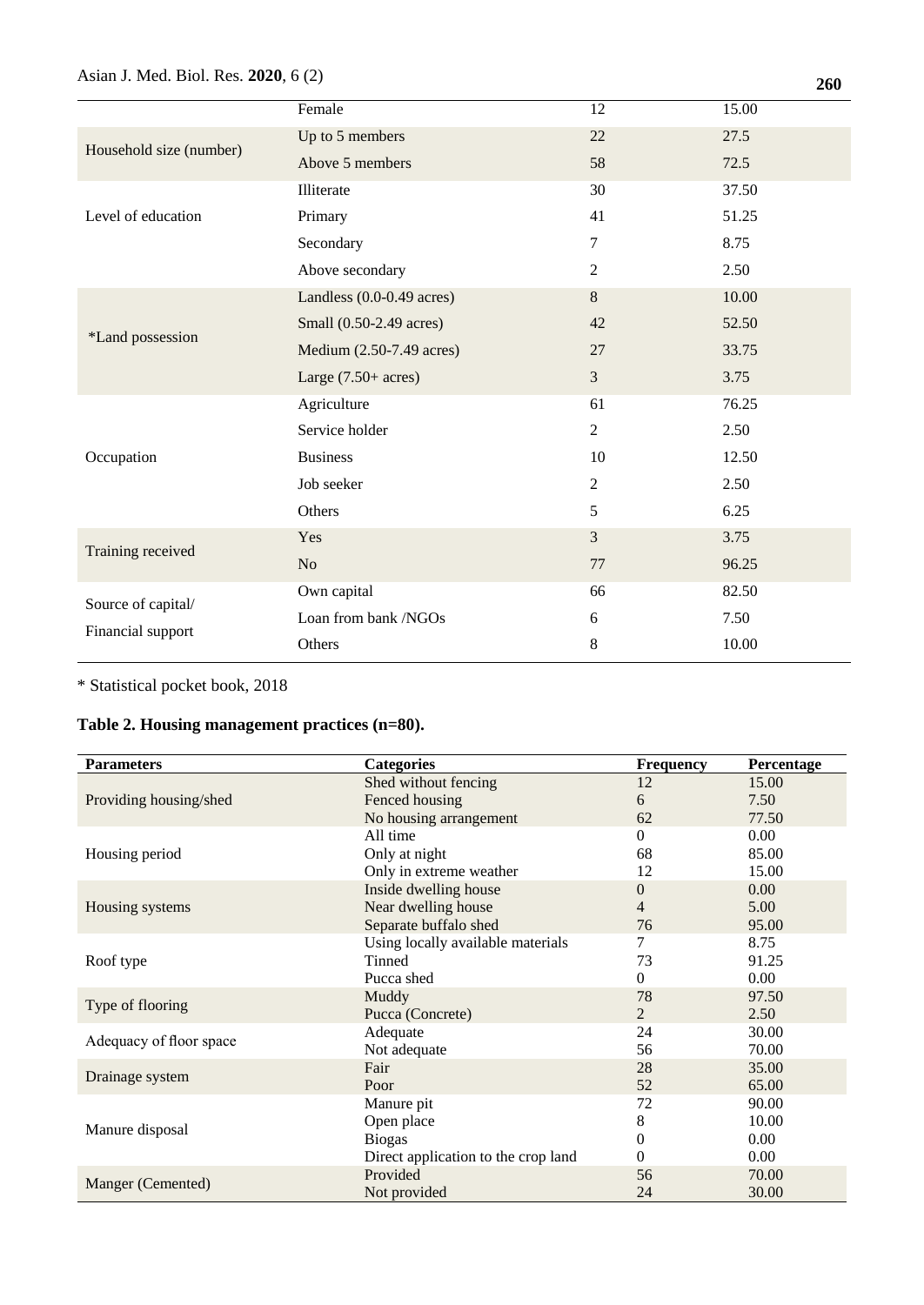| | | | |
|---|---|---|---|
| | Female | 12 | 15.00 |
| Household size (number) | Up to 5 members | 22 | 27.5 |
| | Above 5 members | 58 | 72.5 |
| Level of education | Illiterate | 30 | 37.50 |
| | Primary | 41 | 51.25 |
| | Secondary | 7 | 8.75 |
| | Above secondary | 2 | 2.50 |
| *Land possession | Landless (0.0-0.49 acres) | 8 | 10.00 |
| | Small (0.50-2.49 acres) | 42 | 52.50 |
| | Medium (2.50-7.49 acres) | 27 | 33.75 |
| | Large (7.50+ acres) | 3 | 3.75 |
| Occupation | Agriculture | 61 | 76.25 |
| | Service holder | 2 | 2.50 |
| | Business | 10 | 12.50 |
| | Job seeker | 2 | 2.50 |
| | Others | 5 | 6.25 |
| Training received | Yes | 3 | 3.75 |
| | No | 77 | 96.25 |
| Source of capital/ Financial support | Own capital | 66 | 82.50 |
| | Loan from bank /NGOs | 6 | 7.50 |
| | Others | 8 | 10.00 |

* Statistical pocket book, 2018

**Table 2. Housing management practices (n=80).**

| Parameters | Categories | Frequency | Percentage |
|---|---|---|---|
| Providing housing/shed | Shed without fencing | 12 | 15.00 |
| | Fenced housing | 6 | 7.50 |
| | No housing arrangement | 62 | 77.50 |
| Housing period | All time | 0 | 0.00 |
| | Only at night | 68 | 85.00 |
| | Only in extreme weather | 12 | 15.00 |
| Housing systems | Inside dwelling house | 0 | 0.00 |
| | Near dwelling house | 4 | 5.00 |
| | Separate buffalo shed | 76 | 95.00 |
| Roof type | Using locally available materials | 7 | 8.75 |
| | Tinned | 73 | 91.25 |
| | Pucca shed | 0 | 0.00 |
| Type of flooring | Muddy | 78 | 97.50 |
| | Pucca (Concrete) | 2 | 2.50 |
| Adequacy of floor space | Adequate | 24 | 30.00 |
| | Not adequate | 56 | 70.00 |
| Drainage system | Fair | 28 | 35.00 |
| | Poor | 52 | 65.00 |
| Manure disposal | Manure pit | 72 | 90.00 |
| | Open place | 8 | 10.00 |
| | Biogas | 0 | 0.00 |
| | Direct application to the crop land | 0 | 0.00 |
| Manger (Cemented) | Provided | 56 | 70.00 |
| | Not provided | 24 | 30.00 |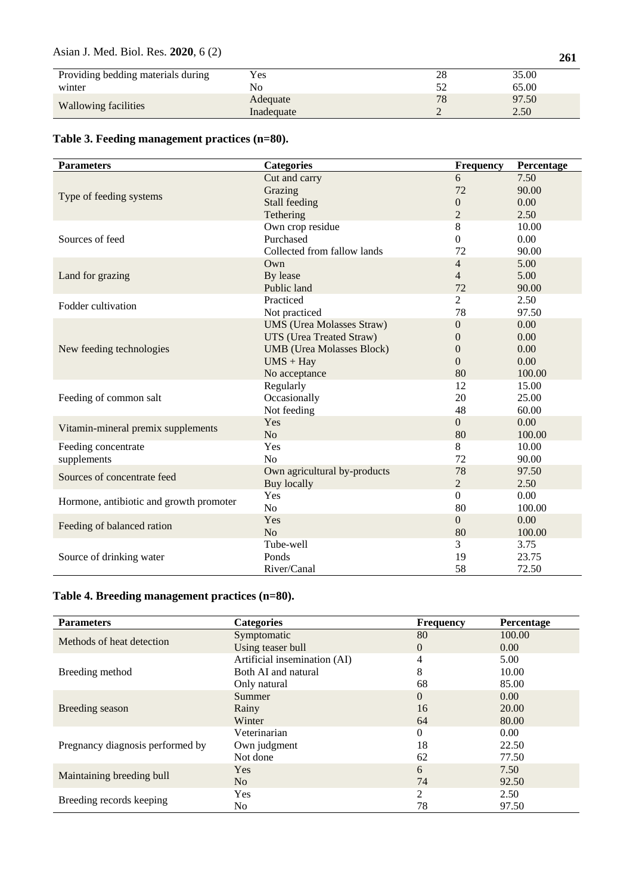| Providing bedding materials during winter | Yes | 28 | 35.00 |
|---|---|---|---|
| | No | 52 | 65.00 |
| Wallowing facilities | Adequate | 78 | 97.50 |
| | Inadequate | 2 | 2.50 |

**Table 3. Feeding management practices (n=80).**

| Parameters | Categories | Frequency | Percentage |
|---|---|---|---|
| Type of feeding systems | Cut and carry | 6 | 7.50 |
| | Grazing | 72 | 90.00 |
| | Stall feeding | 0 | 0.00 |
| | Tethering | 2 | 2.50 |
| Sources of feed | Own crop residue | 8 | 10.00 |
| | Purchased | 0 | 0.00 |
| | Collected from fallow lands | 72 | 90.00 |
| Land for grazing | Own | 4 | 5.00 |
| | By lease | 4 | 5.00 |
| | Public land | 72 | 90.00 |
| Fodder cultivation | Practiced | 2 | 2.50 |
| | Not practiced | 78 | 97.50 |
| New feeding technologies | UMS (Urea Molasses Straw) | 0 | 0.00 |
| | UTS (Urea Treated Straw) | 0 | 0.00 |
| | UMB (Urea Molasses Block) | 0 | 0.00 |
| | UMS + Hay | 0 | 0.00 |
| | No acceptance | 80 | 100.00 |
| Feeding of common salt | Regularly | 12 | 15.00 |
| | Occasionally | 20 | 25.00 |
| | Not feeding | 48 | 60.00 |
| Vitamin-mineral premix supplements | Yes | 0 | 0.00 |
| | No | 80 | 100.00 |
| Feeding concentrate supplements | Yes | 8 | 10.00 |
| | No | 72 | 90.00 |
| Sources of concentrate feed | Own agricultural by-products | 78 | 97.50 |
| | Buy locally | 2 | 2.50 |
| Hormone, antibiotic and growth promoter | Yes | 0 | 0.00 |
| | No | 80 | 100.00 |
| Feeding of balanced ration | Yes | 0 | 0.00 |
| | No | 80 | 100.00 |
| Source of drinking water | Tube-well | 3 | 3.75 |
| | Ponds | 19 | 23.75 |
| | River/Canal | 58 | 72.50 |

**Table 4. Breeding management practices (n=80).**

| Parameters | Categories | Frequency | Percentage |
|---|---|---|---|
| Methods of heat detection | Symptomatic | 80 | 100.00 |
| | Using teaser bull | 0 | 0.00 |
| Breeding method | Artificial insemination (AI) | 4 | 5.00 |
| | Both AI and natural | 8 | 10.00 |
| | Only natural | 68 | 85.00 |
| Breeding season | Summer | 0 | 0.00 |
| | Rainy | 16 | 20.00 |
| | Winter | 64 | 80.00 |
| Pregnancy diagnosis performed by | Veterinarian | 0 | 0.00 |
| | Own judgment | 18 | 22.50 |
| | Not done | 62 | 77.50 |
| Maintaining breeding bull | Yes | 6 | 7.50 |
| | No | 74 | 92.50 |
| Breeding records keeping | Yes | 2 | 2.50 |
| | No | 78 | 97.50 |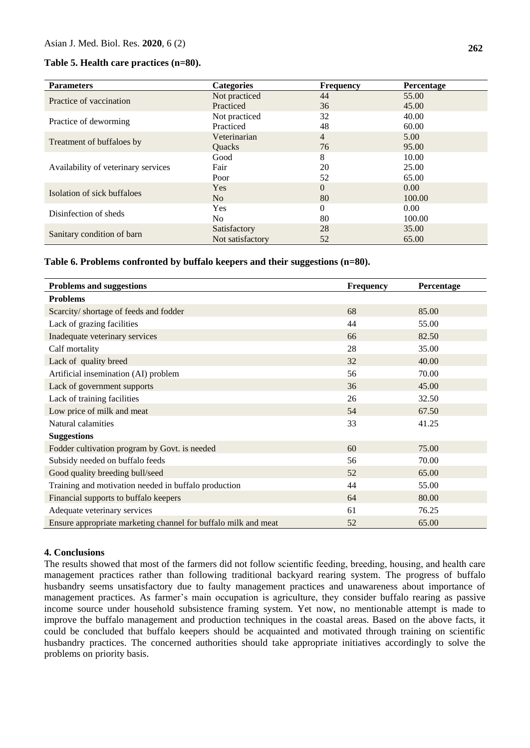**Table 5. Health care practices (n=80).**

| Parameters | Categories | Frequency | Percentage |
|---|---|---|---|
| Practice of vaccination | Not practiced | 44 | 55.00 |
| | Practiced | 36 | 45.00 |
| Practice of deworming | Not practiced | 32 | 40.00 |
| | Practiced | 48 | 60.00 |
| Treatment of buffaloes by | Veterinarian | 4 | 5.00 |
| | Quacks | 76 | 95.00 |
| Availability of veterinary services | Good | 8 | 10.00 |
| | Fair | 20 | 25.00 |
| | Poor | 52 | 65.00 |
| Isolation of sick buffaloes | Yes | 0 | 0.00 |
| | No | 80 | 100.00 |
| Disinfection of sheds | Yes | 0 | 0.00 |
| | No | 80 | 100.00 |
| Sanitary condition of barn | Satisfactory | 28 | 35.00 |
| | Not satisfactory | 52 | 65.00 |

**Table 6. Problems confronted by buffalo keepers and their suggestions (n=80).**

| Problems and suggestions | Frequency | Percentage |
|---|---|---|
| **Problems** | | |
| Scarcity/ shortage of feeds and fodder | 68 | 85.00 |
| Lack of grazing facilities | 44 | 55.00 |
| Inadequate veterinary services | 66 | 82.50 |
| Calf mortality | 28 | 35.00 |
| Lack of quality breed | 32 | 40.00 |
| Artificial insemination (AI) problem | 56 | 70.00 |
| Lack of government supports | 36 | 45.00 |
| Lack of training facilities | 26 | 32.50 |
| Low price of milk and meat | 54 | 67.50 |
| Natural calamities | 33 | 41.25 |
| **Suggestions** | | |
| Fodder cultivation program by Govt. is needed | 60 | 75.00 |
| Subsidy needed on buffalo feeds | 56 | 70.00 |
| Good quality breeding bull/seed | 52 | 65.00 |
| Training and motivation needed in buffalo production | 44 | 55.00 |
| Financial supports to buffalo keepers | 64 | 80.00 |
| Adequate veterinary services | 61 | 76.25 |
| Ensure appropriate marketing channel for buffalo milk and meat | 52 | 65.00 |

## 4. Conclusions

The results showed that most of the farmers did not follow scientific feeding, breeding, housing, and health care management practices rather than following traditional backyard rearing system. The progress of buffalo husbandry seems unsatisfactory due to faulty management practices and unawareness about importance of management practices. As farmer's main occupation is agriculture, they consider buffalo rearing as passive income source under household subsistence framing system. Yet now, no mentionable attempt is made to improve the buffalo management and production techniques in the coastal areas. Based on the above facts, it could be concluded that buffalo keepers should be acquainted and motivated through training on scientific husbandry practices. The concerned authorities should take appropriate initiatives accordingly to solve the problems on priority basis.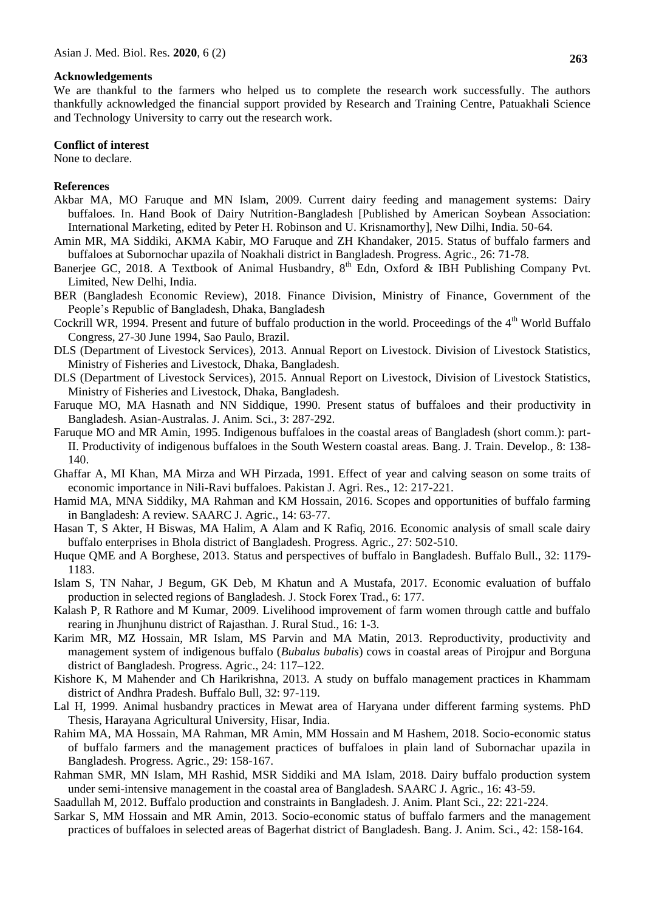## Acknowledgements

We are thankful to the farmers who helped us to complete the research work successfully. The authors thankfully acknowledged the financial support provided by Research and Training Centre, Patuakhali Science and Technology University to carry out the research work.

## Conflict of interest

None to declare.

## References

Akbar MA, MO Faruque and MN Islam, 2009. Current dairy feeding and management systems: Dairy buffaloes. In. Hand Book of Dairy Nutrition-Bangladesh [Published by American Soybean Association: International Marketing, edited by Peter H. Robinson and U. Krisnamorthy], New Dilhi, India. 50-64.

Amin MR, MA Siddiki, AKMA Kabir, MO Faruque and ZH Khandaker, 2015. Status of buffalo farmers and buffaloes at Subornochar upazila of Noakhali district in Bangladesh. Progress. Agric., 26: 71-78.

Banerjee GC, 2018. A Textbook of Animal Husbandry, 8th Edn, Oxford & IBH Publishing Company Pvt. Limited, New Delhi, India.

BER (Bangladesh Economic Review), 2018. Finance Division, Ministry of Finance, Government of the People's Republic of Bangladesh, Dhaka, Bangladesh

Cockrill WR, 1994. Present and future of buffalo production in the world. Proceedings of the 4th World Buffalo Congress, 27-30 June 1994, Sao Paulo, Brazil.

DLS (Department of Livestock Services), 2013. Annual Report on Livestock. Division of Livestock Statistics, Ministry of Fisheries and Livestock, Dhaka, Bangladesh.

DLS (Department of Livestock Services), 2015. Annual Report on Livestock, Division of Livestock Statistics, Ministry of Fisheries and Livestock, Dhaka, Bangladesh.

Faruque MO, MA Hasnath and NN Siddique, 1990. Present status of buffaloes and their productivity in Bangladesh. Asian-Australas. J. Anim. Sci., 3: 287-292.

Faruque MO and MR Amin, 1995. Indigenous buffaloes in the coastal areas of Bangladesh (short comm.): part-II. Productivity of indigenous buffaloes in the South Western coastal areas. Bang. J. Train. Develop., 8: 138-140.

Ghaffar A, MI Khan, MA Mirza and WH Pirzada, 1991. Effect of year and calving season on some traits of economic importance in Nili-Ravi buffaloes. Pakistan J. Agri. Res., 12: 217-221.

Hamid MA, MNA Siddiky, MA Rahman and KM Hossain, 2016. Scopes and opportunities of buffalo farming in Bangladesh: A review. SAARC J. Agric., 14: 63-77.

Hasan T, S Akter, H Biswas, MA Halim, A Alam and K Rafiq, 2016. Economic analysis of small scale dairy buffalo enterprises in Bhola district of Bangladesh. Progress. Agric., 27: 502-510.

Huque QME and A Borghese, 2013. Status and perspectives of buffalo in Bangladesh. Buffalo Bull., 32: 1179-1183.

Islam S, TN Nahar, J Begum, GK Deb, M Khatun and A Mustafa, 2017. Economic evaluation of buffalo production in selected regions of Bangladesh. J. Stock Forex Trad., 6: 177.

Kalash P, R Rathore and M Kumar, 2009. Livelihood improvement of farm women through cattle and buffalo rearing in Jhunjhunu district of Rajasthan. J. Rural Stud., 16: 1-3.

Karim MR, MZ Hossain, MR Islam, MS Parvin and MA Matin, 2013. Reproductivity, productivity and management system of indigenous buffalo (*Bubalus bubalis*) cows in coastal areas of Pirojpur and Borguna district of Bangladesh. Progress. Agric., 24: 117–122.

Kishore K, M Mahender and Ch Harikrishna, 2013. A study on buffalo management practices in Khammam district of Andhra Pradesh. Buffalo Bull, 32: 97-119.

Lal H, 1999. Animal husbandry practices in Mewat area of Haryana under different farming systems. PhD Thesis, Harayana Agricultural University, Hisar, India.

Rahim MA, MA Hossain, MA Rahman, MR Amin, MM Hossain and M Hashem, 2018. Socio-economic status of buffalo farmers and the management practices of buffaloes in plain land of Subornachar upazila in Bangladesh. Progress. Agric., 29: 158-167.

Rahman SMR, MN Islam, MH Rashid, MSR Siddiki and MA Islam, 2018. Dairy buffalo production system under semi-intensive management in the coastal area of Bangladesh. SAARC J. Agric., 16: 43-59.

Saadullah M, 2012. Buffalo production and constraints in Bangladesh. J. Anim. Plant Sci., 22: 221-224.

Sarkar S, MM Hossain and MR Amin, 2013. Socio-economic status of buffalo farmers and the management practices of buffaloes in selected areas of Bagerhat district of Bangladesh. Bang. J. Anim. Sci., 42: 158-164.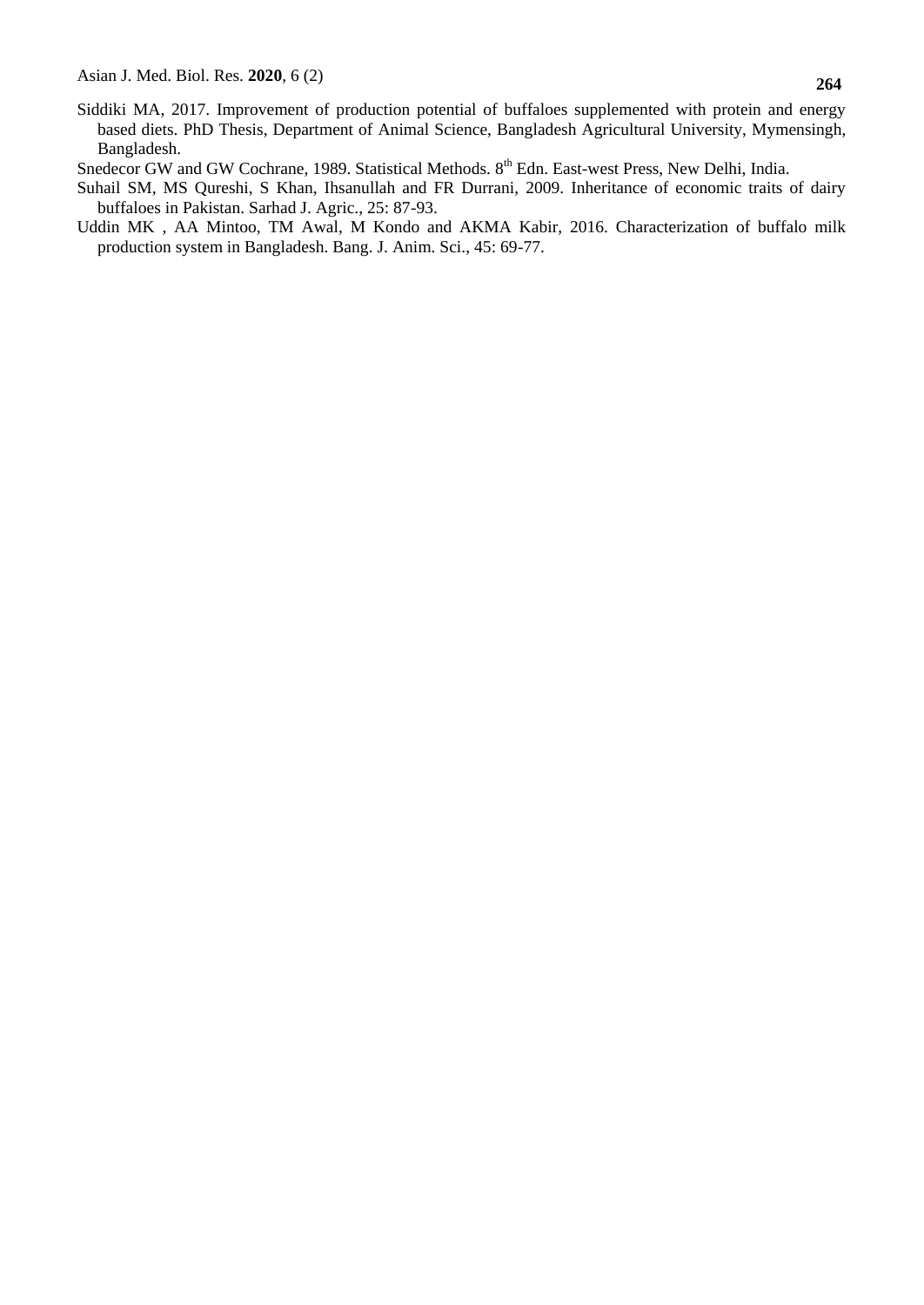Siddiki MA, 2017. Improvement of production potential of buffaloes supplemented with protein and energy based diets. PhD Thesis, Department of Animal Science, Bangladesh Agricultural University, Mymensingh, Bangladesh.

Snedecor GW and GW Cochrane, 1989. Statistical Methods. 8th Edn. East-west Press, New Delhi, India.

Suhail SM, MS Qureshi, S Khan, Ihsanullah and FR Durrani, 2009. Inheritance of economic traits of dairy buffaloes in Pakistan. Sarhad J. Agric., 25: 87-93.

Uddin MK , AA Mintoo, TM Awal, M Kondo and AKMA Kabir, 2016. Characterization of buffalo milk production system in Bangladesh. Bang. J. Anim. Sci., 45: 69-77.